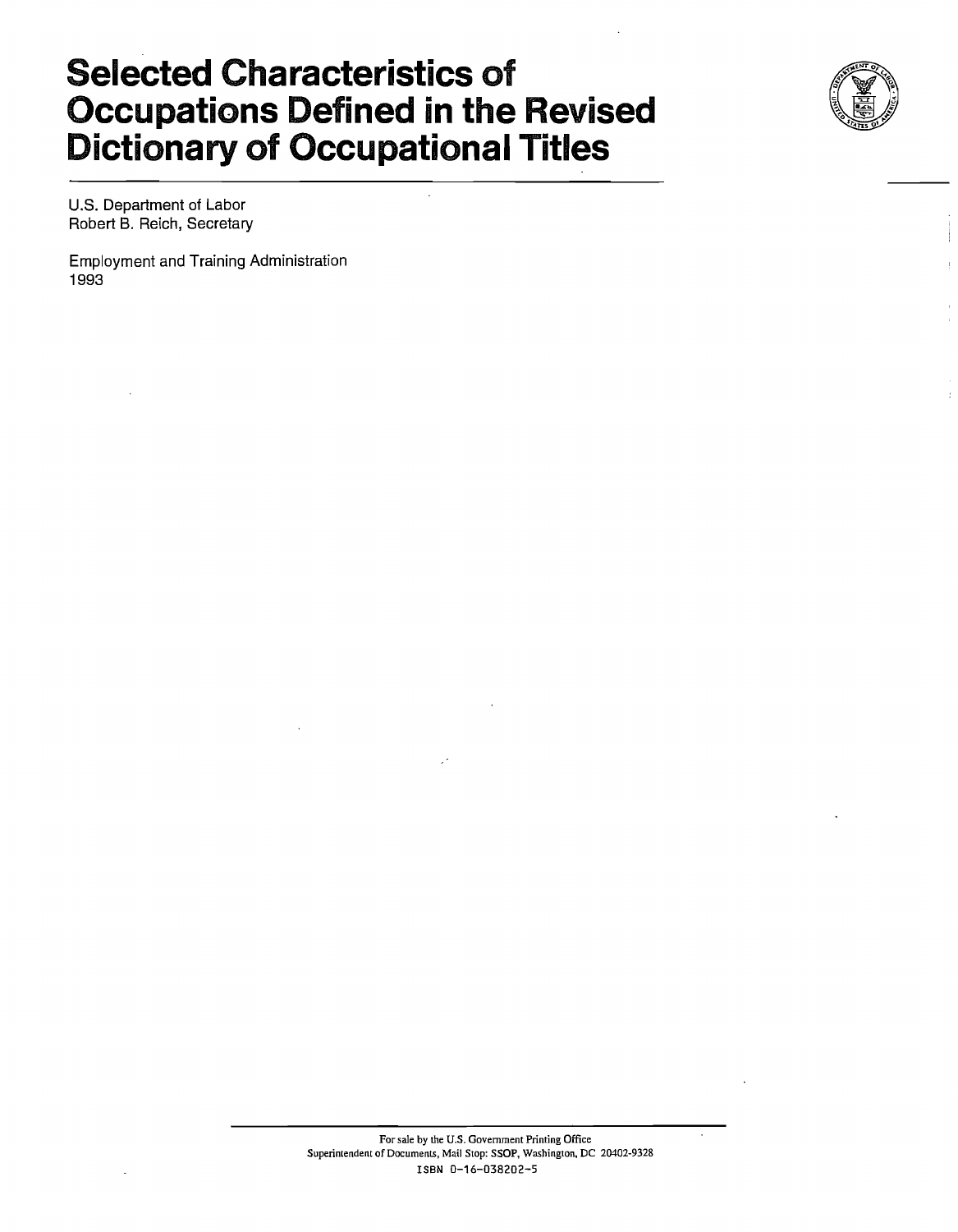# Selected Characteristics of Occupations Defined in the Revised Dictionary of Occupational Titles

U.S. Department of Labor
Robert B. Reich, Secretary

Employment and Training Administration
1993

For sale by the U.S. Government Printing Office
Superintendent of Documents, Mail Stop: SSOP, Washington, DC 20402-9328
ISBN 0-16-038202-5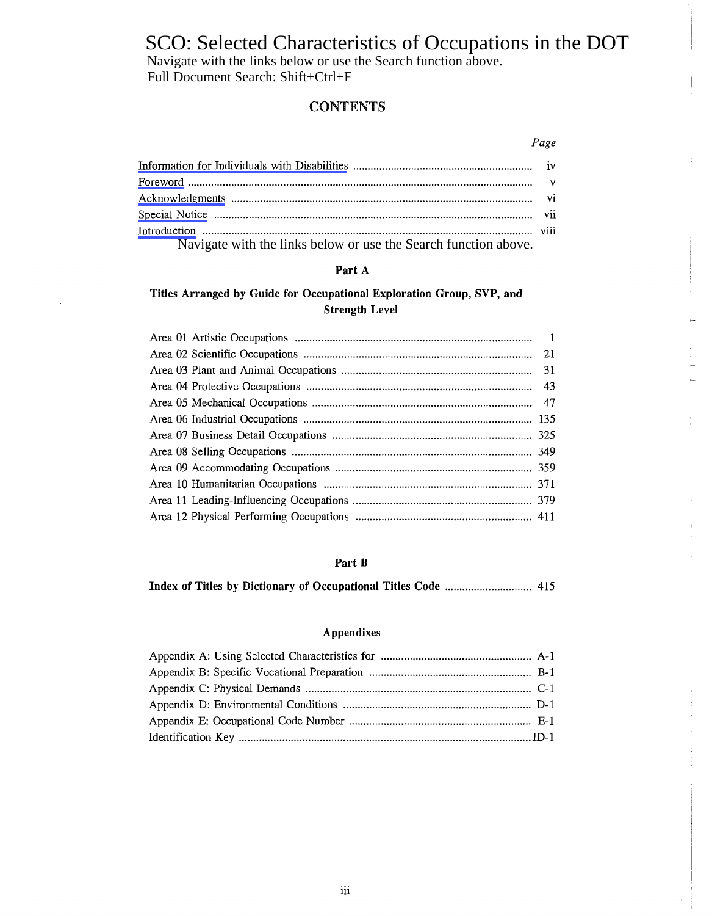# SCO: Selected Characteristics of Occupations in the DOT

Navigate with the links below or use the Search function above.
Full Document Search: Shift+Ctrl+F

## CONTENTS

| | Page |
|---|---|
| Information for Individuals with Disabilities | iv |
| Foreword | v |
| Acknowledgments | vi |
| Special Notice | vii |
| Introduction | viii |

Navigate with the links below or use the Search function above.

### Part A

**Titles Arranged by Guide for Occupational Exploration Group, SVP, and Strength Level**

| | |
|---|---|
| Area 01 Artistic Occupations | 1 |
| Area 02 Scientific Occupations | 21 |
| Area 03 Plant and Animal Occupations | 31 |
| Area 04 Protective Occupations | 43 |
| Area 05 Mechanical Occupations | 47 |
| Area 06 Industrial Occupations | 135 |
| Area 07 Business Detail Occupations | 325 |
| Area 08 Selling Occupations | 349 |
| Area 09 Accommodating Occupations | 359 |
| Area 10 Humanitarian Occupations | 371 |
| Area 11 Leading-Influencing Occupations | 379 |
| Area 12 Physical Performing Occupations | 411 |

### Part B

| | |
|---|---|
| **Index of Titles by Dictionary of Occupational Titles Code** | 415 |

### Appendixes

| | |
|---|---|
| Appendix A: Using Selected Characteristics for | A-1 |
| Appendix B: Specific Vocational Preparation | B-1 |
| Appendix C: Physical Demands | C-1 |
| Appendix D: Environmental Conditions | D-1 |
| Appendix E: Occupational Code Number | E-1 |
| Identification Key | ID-1 |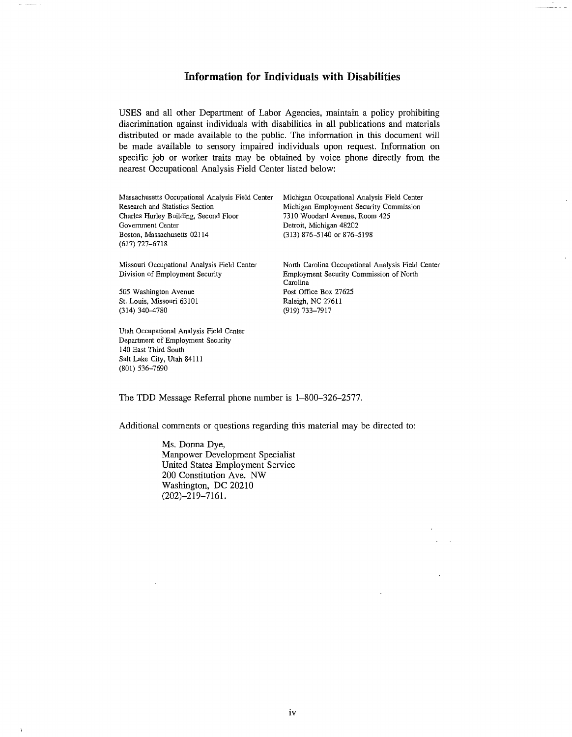## Information for Individuals with Disabilities

USES and all other Department of Labor Agencies, maintain a policy prohibiting discrimination against individuals with disabilities in all publications and materials distributed or made available to the public. The information in this document will be made available to sensory impaired individuals upon request. Information on specific job or worker traits may be obtained by voice phone directly from the nearest Occupational Analysis Field Center listed below:

Massachusetts Occupational Analysis Field Center
Research and Statistics Section
Charles Hurley Building, Second Floor
Government Center
Boston, Massachusetts 02114
(617) 727-6718

Michigan Occupational Analysis Field Center
Michigan Employment Security Commission
7310 Woodard Avenue, Room 425
Detroit, Michigan 48202
(313) 876-5140 or 876-5198

Missouri Occupational Analysis Field Center
Division of Employment Security
505 Washington Avenue
St. Louis, Missouri 63101
(314) 340-4780

North Carolina Occupational Analysis Field Center
Employment Security Commission of North Carolina
Post Office Box 27625
Raleigh, NC 27611
(919) 733-7917

Utah Occupational Analysis Field Center
Department of Employment Security
140 East Third South
Salt Lake City, Utah 84111
(801) 536-7690

The TDD Message Referral phone number is 1-800-326-2577.

Additional comments or questions regarding this material may be directed to:

Ms. Donna Dye,
Manpower Development Specialist
United States Employment Service
200 Constitution Ave. NW
Washington, DC 20210
(202)-219-7161.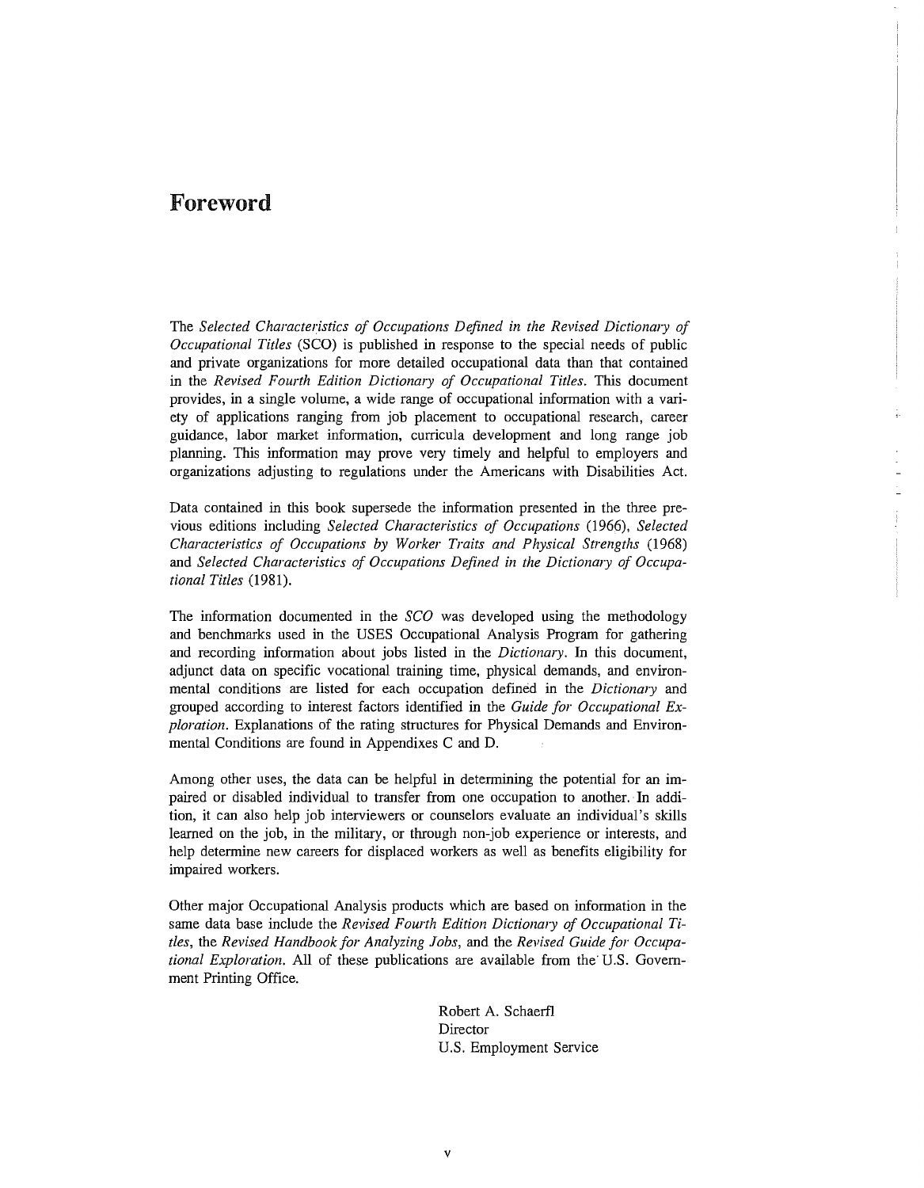# Foreword

The *Selected Characteristics of Occupations Defined in the Revised Dictionary of Occupational Titles* (SCO) is published in response to the special needs of public and private organizations for more detailed occupational data than that contained in the *Revised Fourth Edition Dictionary of Occupational Titles.* This document provides, in a single volume, a wide range of occupational information with a variety of applications ranging from job placement to occupational research, career guidance, labor market information, curricula development and long range job planning. This information may prove very timely and helpful to employers and organizations adjusting to regulations under the Americans with Disabilities Act.

Data contained in this book supersede the information presented in the three previous editions including *Selected Characteristics of Occupations* (1966), *Selected Characteristics of Occupations by Worker Traits and Physical Strengths* (1968) and *Selected Characteristics of Occupations Defined in the Dictionary of Occupational Titles* (1981).

The information documented in the *SCO* was developed using the methodology and benchmarks used in the USES Occupational Analysis Program for gathering and recording information about jobs listed in the *Dictionary.* In this document, adjunct data on specific vocational training time, physical demands, and environmental conditions are listed for each occupation defined in the *Dictionary* and grouped according to interest factors identified in the *Guide for Occupational Exploration.* Explanations of the rating structures for Physical Demands and Environmental Conditions are found in Appendixes C and D.

Among other uses, the data can be helpful in determining the potential for an impaired or disabled individual to transfer from one occupation to another. In addition, it can also help job interviewers or counselors evaluate an individual's skills learned on the job, in the military, or through non-job experience or interests, and help determine new careers for displaced workers as well as benefits eligibility for impaired workers.

Other major Occupational Analysis products which are based on information in the same data base include the *Revised Fourth Edition Dictionary of Occupational Titles,* the *Revised Handbook for Analyzing Jobs,* and the *Revised Guide for Occupational Exploration.* All of these publications are available from the U.S. Government Printing Office.

Robert A. Schaerfl
Director
U.S. Employment Service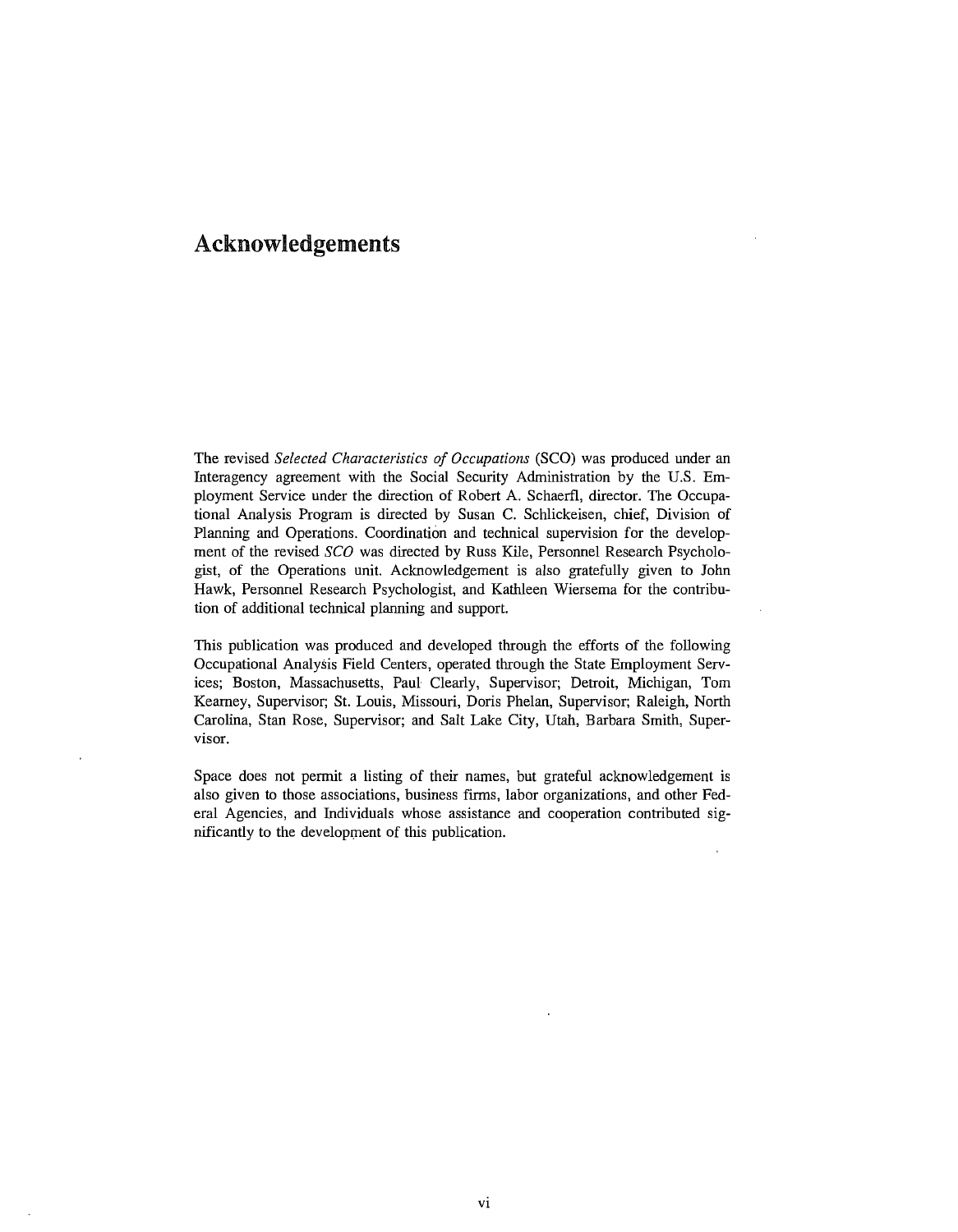# Acknowledgements

The revised *Selected Characteristics of Occupations* (SCO) was produced under an Interagency agreement with the Social Security Administration by the U.S. Employment Service under the direction of Robert A. Schaerfl, director. The Occupational Analysis Program is directed by Susan C. Schlickeisen, chief, Division of Planning and Operations. Coordination and technical supervision for the development of the revised *SCO* was directed by Russ Kile, Personnel Research Psychologist, of the Operations unit. Acknowledgement is also gratefully given to John Hawk, Personnel Research Psychologist, and Kathleen Wiersema for the contribution of additional technical planning and support.

This publication was produced and developed through the efforts of the following Occupational Analysis Field Centers, operated through the State Employment Services; Boston, Massachusetts, Paul Clearly, Supervisor; Detroit, Michigan, Tom Kearney, Supervisor; St. Louis, Missouri, Doris Phelan, Supervisor; Raleigh, North Carolina, Stan Rose, Supervisor; and Salt Lake City, Utah, Barbara Smith, Supervisor.

Space does not permit a listing of their names, but grateful acknowledgement is also given to those associations, business firms, labor organizations, and other Federal Agencies, and Individuals whose assistance and cooperation contributed significantly to the development of this publication.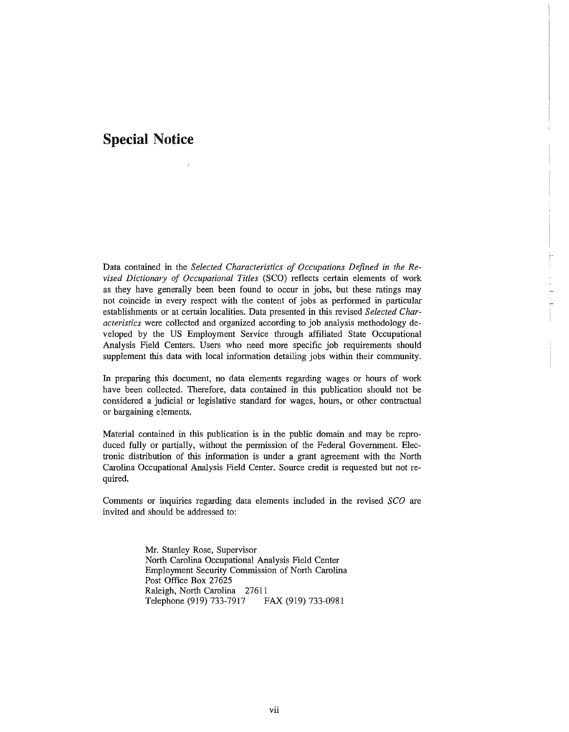# Special Notice

Data contained in the *Selected Characteristics of Occupations Defined in the Revised Dictionary of Occupational Titles* (SCO) reflects certain elements of work as they have generally been been found to occur in jobs, but these ratings may not coincide in every respect with the content of jobs as performed in particular establishments or at certain localities. Data presented in this revised *Selected Characteristics* were collected and organized according to job analysis methodology developed by the US Employment Service through affiliated State Occupational Analysis Field Centers. Users who need more specific job requirements should supplement this data with local information detailing jobs within their community.

In preparing this document, no data elements regarding wages or hours of work have been collected. Therefore, data contained in this publication should not be considered a judicial or legislative standard for wages, hours, or other contractual or bargaining elements.

Material contained in this publication is in the public domain and may be reproduced fully or partially, without the permission of the Federal Government. Electronic distribution of this information is under a grant agreement with the North Carolina Occupational Analysis Field Center. Source credit is requested but not required.

Comments or inquiries regarding data elements included in the revised *SCO* are invited and should be addressed to:

Mr. Stanley Rose, Supervisor
North Carolina Occupational Analysis Field Center
Employment Security Commission of North Carolina
Post Office Box 27625
Raleigh, North Carolina 27611
Telephone (919) 733-7917 FAX (919) 733-0981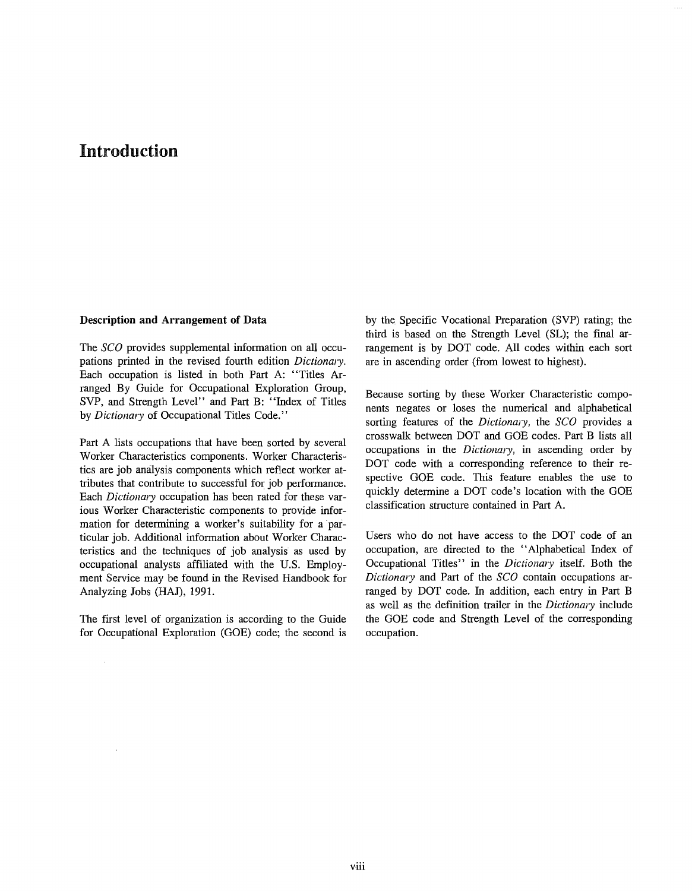# Introduction

### Description and Arrangement of Data

The *SCO* provides supplemental information on all occupations printed in the revised fourth edition *Dictionary*. Each occupation is listed in both Part A: "Titles Arranged By Guide for Occupational Exploration Group, SVP, and Strength Level" and Part B: "Index of Titles by *Dictionary* of Occupational Titles Code."

Part A lists occupations that have been sorted by several Worker Characteristics components. Worker Characteristics are job analysis components which reflect worker attributes that contribute to successful for job performance. Each *Dictionary* occupation has been rated for these various Worker Characteristic components to provide information for determining a worker's suitability for a particular job. Additional information about Worker Characteristics and the techniques of job analysis as used by occupational analysts affiliated with the U.S. Employment Service may be found in the Revised Handbook for Analyzing Jobs (HAJ), 1991.

The first level of organization is according to the Guide for Occupational Exploration (GOE) code; the second is by the Specific Vocational Preparation (SVP) rating; the third is based on the Strength Level (SL); the final arrangement is by DOT code. All codes within each sort are in ascending order (from lowest to highest).

Because sorting by these Worker Characteristic components negates or loses the numerical and alphabetical sorting features of the *Dictionary*, the *SCO* provides a crosswalk between DOT and GOE codes. Part B lists all occupations in the *Dictionary*, in ascending order by DOT code with a corresponding reference to their respective GOE code. This feature enables the use to quickly determine a DOT code's location with the GOE classification structure contained in Part A.

Users who do not have access to the DOT code of an occupation, are directed to the "Alphabetical Index of Occupational Titles" in the *Dictionary* itself. Both the *Dictionary* and Part of the *SCO* contain occupations arranged by DOT code. In addition, each entry in Part B as well as the definition trailer in the *Dictionary* include the GOE code and Strength Level of the corresponding occupation.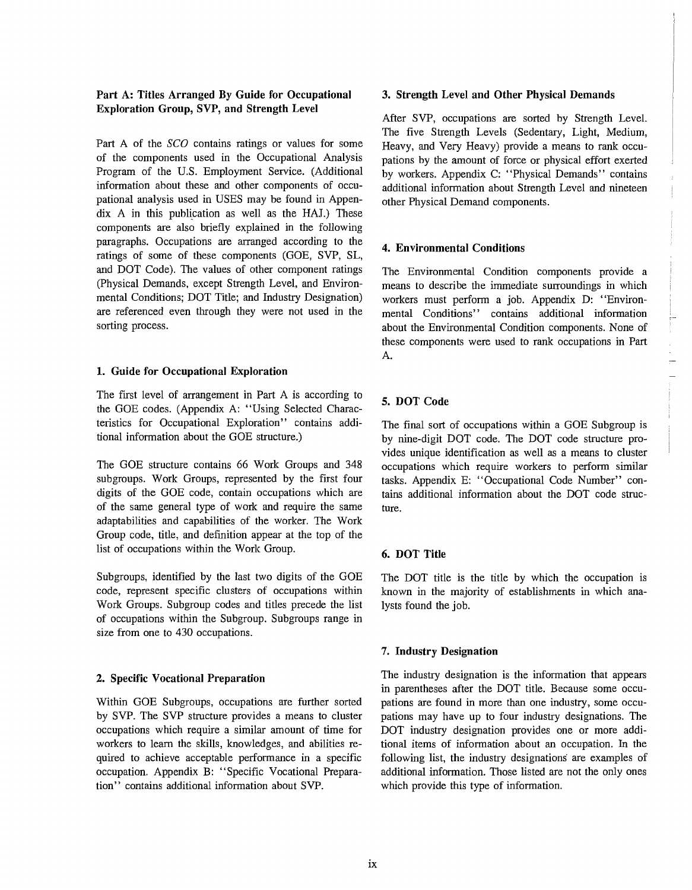## Part A: Titles Arranged By Guide for Occupational Exploration Group, SVP, and Strength Level

Part A of the *SCO* contains ratings or values for some of the components used in the Occupational Analysis Program of the U.S. Employment Service. (Additional information about these and other components of occupational analysis used in USES may be found in Appendix A in this publication as well as the HAJ.) These components are also briefly explained in the following paragraphs. Occupations are arranged according to the ratings of some of these components (GOE, SVP, SL, and DOT Code). The values of other component ratings (Physical Demands, except Strength Level, and Environmental Conditions; DOT Title; and Industry Designation) are referenced even through they were not used in the sorting process.

### 1. Guide for Occupational Exploration

The first level of arrangement in Part A is according to the GOE codes. (Appendix A: "Using Selected Characteristics for Occupational Exploration" contains additional information about the GOE structure.)

The GOE structure contains 66 Work Groups and 348 subgroups. Work Groups, represented by the first four digits of the GOE code, contain occupations which are of the same general type of work and require the same adaptabilities and capabilities of the worker. The Work Group code, title, and definition appear at the top of the list of occupations within the Work Group.

Subgroups, identified by the last two digits of the GOE code, represent specific clusters of occupations within Work Groups. Subgroup codes and titles precede the list of occupations within the Subgroup. Subgroups range in size from one to 430 occupations.

### 2. Specific Vocational Preparation

Within GOE Subgroups, occupations are further sorted by SVP. The SVP structure provides a means to cluster occupations which require a similar amount of time for workers to learn the skills, knowledges, and abilities required to achieve acceptable performance in a specific occupation. Appendix B: "Specific Vocational Preparation" contains additional information about SVP.

### 3. Strength Level and Other Physical Demands

After SVP, occupations are sorted by Strength Level. The five Strength Levels (Sedentary, Light, Medium, Heavy, and Very Heavy) provide a means to rank occupations by the amount of force or physical effort exerted by workers. Appendix C: "Physical Demands" contains additional information about Strength Level and nineteen other Physical Demand components.

### 4. Environmental Conditions

The Environmental Condition components provide a means to describe the immediate surroundings in which workers must perform a job. Appendix D: "Environmental Conditions" contains additional information about the Environmental Condition components. None of these components were used to rank occupations in Part A.

### 5. DOT Code

The final sort of occupations within a GOE Subgroup is by nine-digit DOT code. The DOT code structure provides unique identification as well as a means to cluster occupations which require workers to perform similar tasks. Appendix E: "Occupational Code Number" contains additional information about the DOT code structure.

### 6. DOT Title

The DOT title is the title by which the occupation is known in the majority of establishments in which analysts found the job.

### 7. Industry Designation

The industry designation is the information that appears in parentheses after the DOT title. Because some occupations are found in more than one industry, some occupations may have up to four industry designations. The DOT industry designation provides one or more additional items of information about an occupation. In the following list, the industry designations are examples of additional information. Those listed are not the only ones which provide this type of information.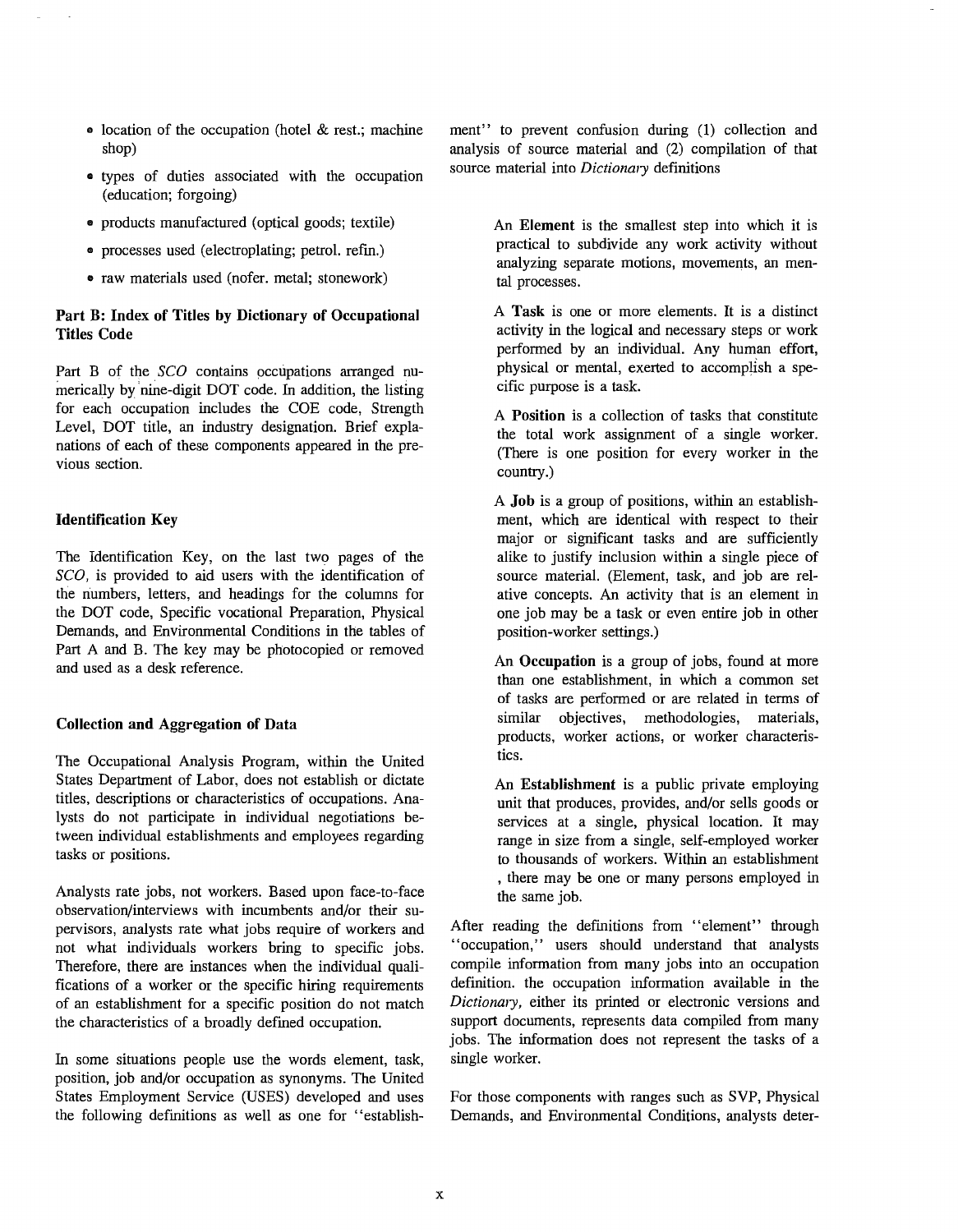- location of the occupation (hotel & rest.; machine shop)
- types of duties associated with the occupation (education; forgoing)
- products manufactured (optical goods; textile)
- processes used (electroplating; petrol. refin.)
- raw materials used (nofer. metal; stonework)

### Part B: Index of Titles by Dictionary of Occupational Titles Code

Part B of the *SCO* contains occupations arranged numerically by nine-digit DOT code. In addition, the listing for each occupation includes the COE code, Strength Level, DOT title, an industry designation. Brief explanations of each of these components appeared in the previous section.

### Identification Key

The Identification Key, on the last two pages of the *SCO*, is provided to aid users with the identification of the numbers, letters, and headings for the columns for the DOT code, Specific vocational Preparation, Physical Demands, and Environmental Conditions in the tables of Part A and B. The key may be photocopied or removed and used as a desk reference.

### Collection and Aggregation of Data

The Occupational Analysis Program, within the United States Department of Labor, does not establish or dictate titles, descriptions or characteristics of occupations. Analysts do not participate in individual negotiations between individual establishments and employees regarding tasks or positions.

Analysts rate jobs, not workers. Based upon face-to-face observation/interviews with incumbents and/or their supervisors, analysts rate what jobs require of workers and not what individuals workers bring to specific jobs. Therefore, there are instances when the individual qualifications of a worker or the specific hiring requirements of an establishment for a specific position do not match the characteristics of a broadly defined occupation.

In some situations people use the words element, task, position, job and/or occupation as synonyms. The United States Employment Service (USES) developed and uses the following definitions as well as one for "establishment" to prevent confusion during (1) collection and analysis of source material and (2) compilation of that source material into *Dictionary* definitions

> An **Element** is the smallest step into which it is practical to subdivide any work activity without analyzing separate motions, movements, an mental processes.
>
> A **Task** is one or more elements. It is a distinct activity in the logical and necessary steps or work performed by an individual. Any human effort, physical or mental, exerted to accomplish a specific purpose is a task.
>
> A **Position** is a collection of tasks that constitute the total work assignment of a single worker. (There is one position for every worker in the country.)
>
> A **Job** is a group of positions, within an establishment, which are identical with respect to their major or significant tasks and are sufficiently alike to justify inclusion within a single piece of source material. (Element, task, and job are relative concepts. An activity that is an element in one job may be a task or even entire job in other position-worker settings.)
>
> An **Occupation** is a group of jobs, found at more than one establishment, in which a common set of tasks are performed or are related in terms of similar objectives, methodologies, materials, products, worker actions, or worker characteristics.
>
> An **Establishment** is a public private employing unit that produces, provides, and/or sells goods or services at a single, physical location. It may range in size from a single, self-employed worker to thousands of workers. Within an establishment , there may be one or many persons employed in the same job.

After reading the definitions from "element" through "occupation," users should understand that analysts compile information from many jobs into an occupation definition. the occupation information available in the *Dictionary*, either its printed or electronic versions and support documents, represents data compiled from many jobs. The information does not represent the tasks of a single worker.

For those components with ranges such as SVP, Physical Demands, and Environmental Conditions, analysts deter-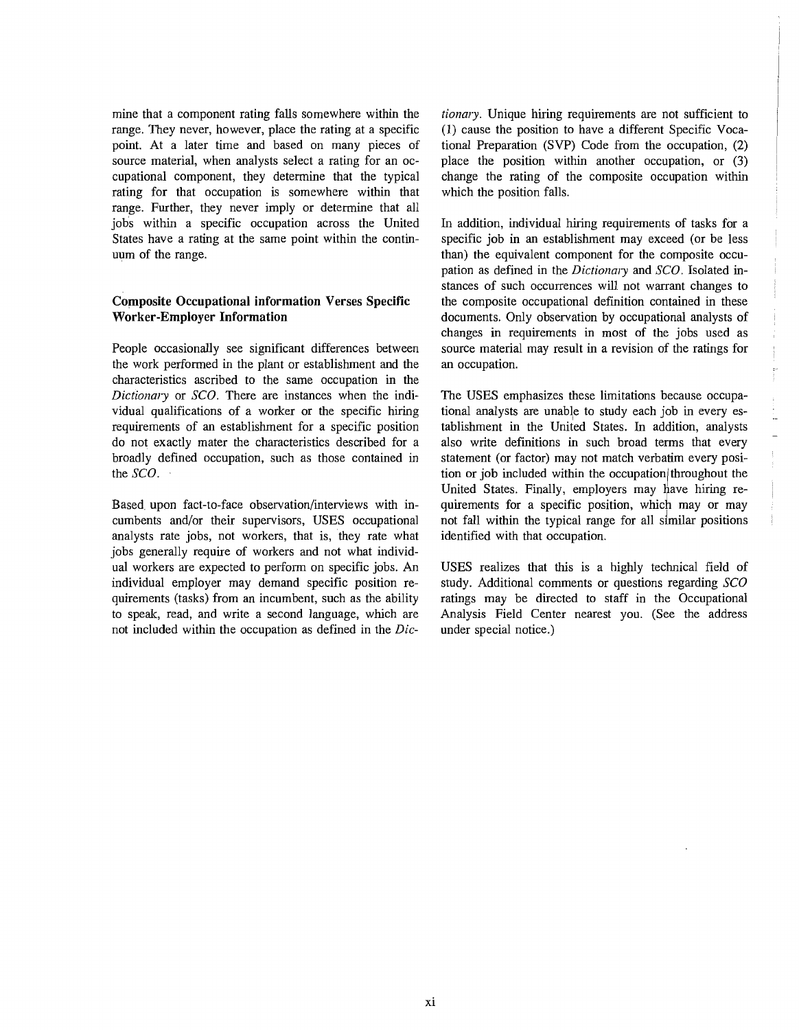mine that a component rating falls somewhere within the range. They never, however, place the rating at a specific point. At a later time and based on many pieces of source material, when analysts select a rating for an occupational component, they determine that the typical rating for that occupation is somewhere within that range. Further, they never imply or determine that all jobs within a specific occupation across the United States have a rating at the same point within the continuum of the range.

### Composite Occupational information Verses Specific Worker-Employer Information

People occasionally see significant differences between the work performed in the plant or establishment and the characteristics ascribed to the same occupation in the *Dictionary* or *SCO*. There are instances when the individual qualifications of a worker or the specific hiring requirements of an establishment for a specific position do not exactly mater the characteristics described for a broadly defined occupation, such as those contained in the *SCO*.

Based upon fact-to-face observation/interviews with incumbents and/or their supervisors, USES occupational analysts rate jobs, not workers, that is, they rate what jobs generally require of workers and not what individual workers are expected to perform on specific jobs. An individual employer may demand specific position requirements (tasks) from an incumbent, such as the ability to speak, read, and write a second language, which are not included within the occupation as defined in the *Dictionary*. Unique hiring requirements are not sufficient to (1) cause the position to have a different Specific Vocational Preparation (SVP) Code from the occupation, (2) place the position within another occupation, or (3) change the rating of the composite occupation within which the position falls.

In addition, individual hiring requirements of tasks for a specific job in an establishment may exceed (or be less than) the equivalent component for the composite occupation as defined in the *Dictionary* and *SCO*. Isolated instances of such occurrences will not warrant changes to the composite occupational definition contained in these documents. Only observation by occupational analysts of changes in requirements in most of the jobs used as source material may result in a revision of the ratings for an occupation.

The USES emphasizes these limitations because occupational analysts are unable to study each job in every establishment in the United States. In addition, analysts also write definitions in such broad terms that every statement (or factor) may not match verbatim every position or job included within the occupation throughout the United States. Finally, employers may have hiring requirements for a specific position, which may or may not fall within the typical range for all similar positions identified with that occupation.

USES realizes that this is a highly technical field of study. Additional comments or questions regarding *SCO* ratings may be directed to staff in the Occupational Analysis Field Center nearest you. (See the address under special notice.)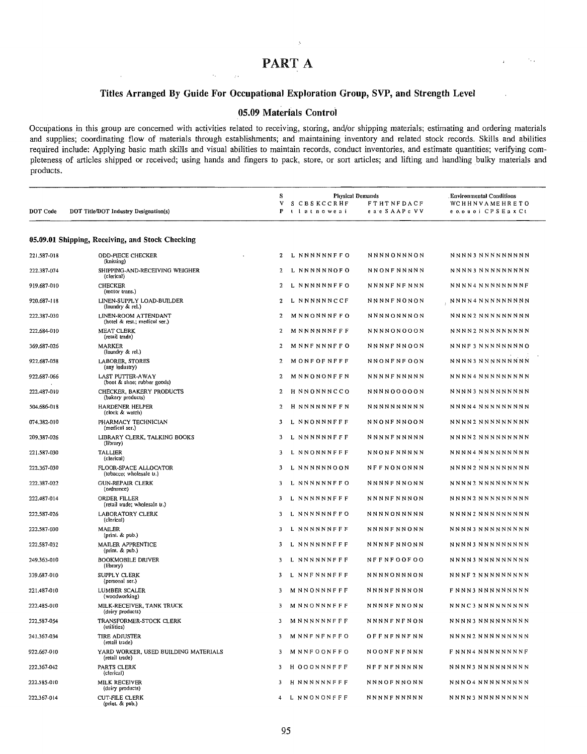# PART A

## Titles Arranged By Guide For Occupational Exploration Group, SVP, and Strength Level

### 05.09 Materials Control

Occupations in this group are concerned with activities related to receiving, storing, and/or shipping materials; estimating and ordering materials and supplies; coordinating flow of materials through establishments; and maintaining inventory and related stock records. Skills and abilities required include: Applying basic math skills and visual abilities to maintain records, conduct inventories, and estimate quantities; verifying completeness of articles shipped or received; using hands and fingers to pack, store, or sort articles; and lifting and handling bulky materials and products.

| DOT Code | DOT Title/DOT Industry Designation(s) | SVP | Physical Demands S C B S K C C R H F / St Cl Ba St Kn Co Cr Re Ha Fi | Physical Demands F T H T N F D A C F / Fe Ta He Ta NA FA DP Ac CV FV | Environmental Conditions W C H H N V A M E H R E T O / We Co Ho Hu No Vi CP SE Ex Ch Ot |
|---|---|---|---|---|---|
| **05.09.01 Shipping, Receiving, and Stock Checking** | | | | | |
| 221.587-018 | ODD-PIECE CHECKER (knitting) | 2 | L N N N N N N F F O | N N N N O N N N O N | N N N N 3 N N N N N N N N N |
| 222.387-074 | SHIPPING-AND-RECEIVING WEIGHER (clerical) | 2 | L N N N N N N O F O | N N O N F N N N N N | N N N N 3 N N N N N N N N N |
| 919.687-010 | CHECKER (motor trans.) | 2 | L N N N N N N F F O | N N N N F N F N N N | N N N N 4 N N N N N N N N F |
| 920.687-118 | LINEN-SUPPLY LOAD-BUILDER (laundry & rel.) | 2 | L N N N N N N C C F | N N N N F N O N O N | N N N N 4 N N N N N N N N N |
| 222.387-030 | LINEN-ROOM ATTENDANT (hotel & rest.; medical ser.) | 2 | M N N O N N N F F O | N N N N O N N N O N | N N N N 2 N N N N N N N N N |
| 222.684-010 | MEAT CLERK (retail trade) | 2 | M N N N N N N F F F | N N N N O N O O O N | N N N N 2 N N N N N N N N N |
| 369.687-026 | MARKER (laundry & rel.) | 2 | M N N F N N N F F O | N N N N F N N O O N | N N N F 3 N N N N N N N N O |
| 922.687-058 | LABORER, STORES (any industry) | 2 | M O N F O F N F F F | N N O N F N F O O N | N N N N 3 N N N N N N N N N |
| 922.687-066 | LAST PUTTER-AWAY (boot & shoe; rubber goods) | 2 | M N N O N O N F F N | N N N N F N N N N N | N N N N 4 N N N N N N N N N |
| 222.487-010 | CHECKER, BAKERY PRODUCTS (bakery products) | 2 | H N N O N N N C C O | N N N N O O O O O N | N N N N 3 N N N N N N N N N |
| 504.686-018 | HARDENER HELPER (clock & watch) | 2 | H N N N N N N F F N | N N N N N N N N N N | N N N N 4 N N N N N N N N N |
| 074.382-010 | PHARMACY TECHNICIAN (medical ser.) | 3 | L N N O N N N F F F | N N O N F N N O O N | N N N N 2 N N N N N N N N N |
| 209.387-026 | LIBRARY CLERK, TALKING BOOKS (library) | 3 | L N N N N N N F F F | N N N N F N N N N N | N N N N 2 N N N N N N N N N |
| 221.587-030 | TALLIER (clerical) | 3 | L N N O N N N F F F | N N O N F N N N N N | N N N N 4 N N N N N N N N N |
| 222.367-030 | FLOOR-SPACE ALLOCATOR (tobacco; wholesale tr.) | 3 | L N N N N N N O O N | N F F N O N O N N N | N N N N 2 N N N N N N N N N |
| 222.387-022 | GUN-REPAIR CLERK (ordnance) | 3 | L N N N N N N F F O | N N N N F N N O N N | N N N N 2 N N N N N N N N N |
| 222.487-014 | ORDER FILLER (retail trade; wholesale tr.) | 3 | L N N N N N N F F F | N N N N F N N N O N | N N N N 2 N N N N N N N N N |
| 222.587-026 | LABORATORY CLERK (clerical) | 3 | L N N N N N N F F O | N N N N O N N N N N | N N N N 2 N N N N N N N N N |
| 222.587-030 | MAILER (print. & pub.) | 3 | L N N N N N N F F F | N N N N F N N O N N | N N N N 3 N N N N N N N N N |
| 222.587-032 | MAILER APPRENTICE (print. & pub.) | 3 | L N N N N N N F F F | N N N N F N N O N N | N N N N 3 N N N N N N N N N |
| 249.363-010 | BOOKMOBILE DRIVER (library) | 3 | L N N N N N N F F F | N F F N F O O F O O | N N N N 3 N N N N N N N N N |
| 339.687-010 | SUPPLY CLERK (personal ser.) | 3 | L N N F N N N F F F | N N N N O N N N O N | N N N F 2 N N N N N N N N N |
| 221.487-010 | LUMBER SCALER (woodworking) | 3 | M N N O N N N F F F | N N N N F N N N O N | F N N N 3 N N N N N N N N N |
| 222.485-010 | MILK-RECEIVER, TANK TRUCK (dairy products) | 3 | M N N O N N N F F F | N N N N F N N O N N | N N N C 3 N N N N N N N N N |
| 222.587-054 | TRANSFORMER-STOCK CLERK (utilities) | 3 | M N N N N N N F F F | N N N N F N F N O N | N N N N 3 N N N N N N N N N |
| 241.367-034 | TIRE ADJUSTER (retail trade) | 3 | M N N F N F N F F O | O F F N F N N F N N | N N N N 2 N N N N N N N N N |
| 922.667-010 | YARD WORKER, USED BUILDING MATERIALS (retail trade) | 3 | M N N F O O N F F O | N O O N F N F N N N | F N N N 4 N N N N N N N N F |
| 222.367-042 | PARTS CLERK (clerical) | 3 | H O O O N N N F F F | N F F N F N N N N N | N N N N 3 N N N N N N N N N |
| 222.585-010 | MILK RECEIVER (dairy products) | 3 | H N N N N N N F F F | N N N O F N N O N N | N N N O 4 N N N N N N N N N |
| 222.367-014 | CUT-FILE CLERK (print. & pub.) | 4 | L N N O N O N F F F | N N N N F N N N N N | N N N N 3 N N N N N N N N N |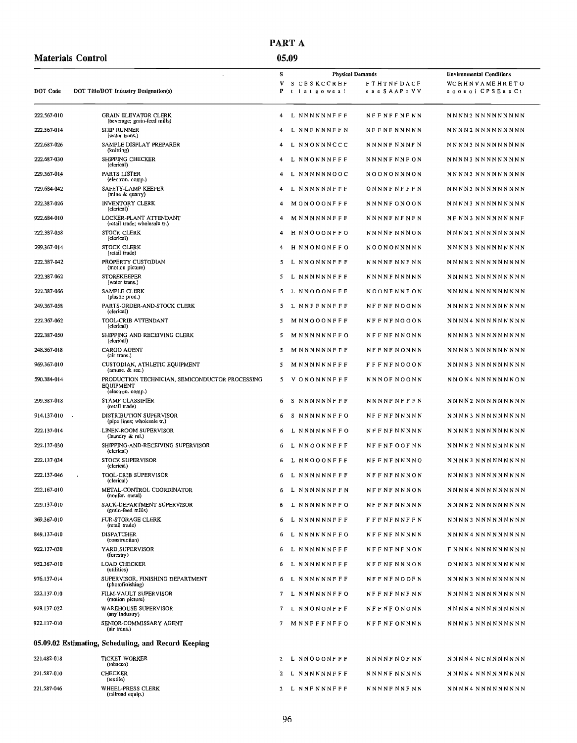# PART A

**Materials Control** — **05.09**

| DOT Code | DOT Title/DOT Industry Designation(s) | SVP | Physical Demands: S t | C l | B a | S t | K n | C o | C w | R e | H a | F i | F e | T a | H e | T a | N e | F S | D A | A A | C P | F c | V V | Environmental Conditions: W e | C o | H o | H u | N o | V i | A C | M P | E S | H E | R a | E x | T C | O t |
|---|---|---|---|---|---|---|---|---|---|---|---|---|---|---|---|---|---|---|---|---|---|---|---|---|---|---|---|---|---|---|---|---|---|---|---|---|
| 222.567-010 | GRAIN ELEVATOR CLERK (beverage; grain-feed mills) | 4 | L | N | N | N | N | N | N | F | F | F | N | F | F | N | F | F | N | F | N | N | N | N | N | N | 2 | N | N | N | N | N | N | N | N | N |
| 222.567-014 | SHIP RUNNER (water trans.) | 4 | L | N | N | F | N | N | N | F | F | N | N | F | F | N | F | N | N | N | N | N | N | N | N | N | 2 | N | N | N | N | N | N | N | N | N |
| 222.687-026 | SAMPLE DISPLAY PREPARER (knitting) | 4 | L | N | N | O | N | N | N | C | C | C | N | N | N | N | F | N | N | N | F | N | N | N | N | N | 3 | N | N | N | N | N | N | N | N | N |
| 222.687-030 | SHIPPING CHECKER (clerical) | 4 | L | N | N | O | N | N | N | F | F | F | N | N | N | N | F | N | N | F | O | N | N | N | N | N | 3 | N | N | N | N | N | N | N | N | N |
| 229.367-014 | PARTS LISTER (electron. comp.) | 4 | L | N | N | N | N | N | N | O | O | C | N | O | O | N | O | N | N | N | O | N | N | N | N | N | 3 | N | N | N | N | N | N | N | N | N |
| 729.684-042 | SAFETY-LAMP KEEPER (mine & quarry) | 4 | L | N | N | N | N | N | N | F | F | F | O | N | N | N | F | N | F | F | F | N | N | N | N | N | 3 | N | N | N | N | N | N | N | N | N |
| 222.387-026 | INVENTORY CLERK (clerical) | 4 | M | O | N | O | O | O | N | F | F | F | N | N | N | N | F | O | N | O | O | N | N | N | N | N | 3 | N | N | N | N | N | N | N | N | N |
| 922.684-010 | LOCKER-PLANT ATTENDANT (retail trade; wholesale tr.) | 4 | M | N | N | N | N | N | N | F | F | F | N | N | N | N | F | N | F | N | F | N | N | F | N | N | 3 | N | N | N | N | N | N | N | N | F |
| 222.387-058 | STOCK CLERK (clerical) | 4 | H | N | N | O | O | O | N | F | F | O | N | N | N | N | F | N | N | N | O | N | N | N | N | N | 2 | N | N | N | N | N | N | N | N | N |
| 299.367-014 | STOCK CLERK (retail trade) | 4 | H | N | N | O | N | O | N | F | F | O | N | O | O | N | O | N | N | N | N | N | N | N | N | N | 3 | N | N | N | N | N | N | N | N | N |
| 222.387-042 | PROPERTY CUSTODIAN (motion picture) | 5 | L | N | N | O | N | N | N | F | F | F | N | N | N | N | F | N | N | F | N | N | N | N | N | N | 2 | N | N | N | N | N | N | N | N | N |
| 222.387-062 | STOREKEEPER (water trans.) | 5 | L | N | N | N | N | N | N | F | F | F | N | N | N | N | F | N | N | N | N | N | N | N | N | N | 2 | N | N | N | N | N | N | N | N | N |
| 222.387-066 | SAMPLE CLERK (plastic prod.) | 5 | L | N | N | O | O | O | N | F | F | F | N | O | O | N | F | N | N | F | O | N | N | N | N | N | 4 | N | N | N | N | N | N | N | N | N |
| 249.367-058 | PARTS-ORDER-AND-STOCK CLERK (clerical) | 5 | L | N | N | F | F | N | N | F | F | F | N | F | F | N | F | N | O | O | N | N | N | N | N | N | 2 | N | N | N | N | N | N | N | N | N |
| 222.367-062 | TOOL-CRIB ATTENDANT (clerical) | 5 | M | N | N | O | O | O | N | F | F | F | N | F | F | N | F | N | O | O | O | N | N | N | N | N | 4 | N | N | N | N | N | N | N | N | N |
| 222.387-050 | SHIPPING AND RECEIVING CLERK (clerical) | 5 | M | N | N | N | N | N | N | F | F | O | N | F | F | N | F | N | N | O | N | N | N | N | N | N | 3 | N | N | N | N | N | N | N | N | N |
| 248.367-018 | CARGO AGENT (air trans.) | 5 | M | N | N | N | N | N | N | F | F | F | N | F | F | N | F | N | O | N | N | N | N | N | N | N | 3 | N | N | N | N | N | N | N | N | N |
| 969.367-010 | CUSTODIAN, ATHLETIC EQUIPMENT (amuse. & rec.) | 5 | M | N | N | N | N | N | N | F | F | F | F | F | F | N | F | N | O | O | O | N | N | N | N | N | 3 | N | N | N | N | N | N | N | N | N |
| 590.384-014 | PRODUCTION TECHNICIAN, SEMICONDUCTOR PROCESSING EQUIPMENT (electron. comp.) | 5 | V | O | N | O | N | N | N | F | F | F | N | N | N | O | F | N | O | O | N | N | N | N | O | N | 4 | N | N | N | N | N | N | N | O | N |
| 299.387-018 | STAMP CLASSIFIER (retail trade) | 6 | S | N | N | N | N | N | N | F | F | F | N | N | N | N | F | N | F | F | F | N | N | N | N | N | 2 | N | N | N | N | N | N | N | N | N |
| 914.137-010 | DISTRIBUTION SUPERVISOR (pipe lines; wholesale tr.) | 6 | S | N | N | N | N | N | N | F | F | O | N | F | F | N | F | N | N | N | N | N | N | N | N | N | 3 | N | N | N | N | N | N | N | N | N |
| 222.137-014 | LINEN-ROOM SUPERVISOR (laundry & rel.) | 6 | L | N | N | N | N | N | N | F | F | O | N | F | F | N | F | N | N | N | N | N | N | N | N | N | 2 | N | N | N | N | N | N | N | N | N |
| 222.137-030 | SHIPPING-AND-RECEIVING SUPERVISOR (clerical) | 6 | L | N | N | O | O | N | N | F | F | F | N | F | F | N | F | O | O | F | N | N | N | N | N | N | 2 | N | N | N | N | N | N | N | N | N |
| 222.137-034 | STOCK SUPERVISOR (clerical) | 6 | L | N | N | O | O | O | N | F | F | F | N | F | F | N | F | N | N | N | O | N | N | N | N | N | 3 | N | N | N | N | N | N | N | N | N |
| 222.137-046 | TOOL-CRIB SUPERVISOR (clerical) | 6 | L | N | N | N | N | N | N | F | F | F | N | F | F | N | F | N | N | O | N | N | N | N | N | N | 3 | N | N | N | N | N | N | N | N | N |
| 222.167-010 | METAL-CONTROL COORDINATOR (nonfer. metal) | 6 | L | N | N | N | N | N | N | F | F | N | N | F | F | N | F | N | N | O | N | N | N | N | N | N | 4 | N | N | N | N | N | N | N | N | N |
| 229.137-010 | SACK-DEPARTMENT SUPERVISOR (grain-feed mills) | 6 | L | N | N | N | N | N | N | F | F | O | N | F | F | N | F | N | N | N | N | N | N | N | N | N | 2 | N | N | N | N | N | N | N | N | N |
| 369.367-010 | FUR-STORAGE CLERK (retail trade) | 6 | L | N | N | N | N | N | N | F | F | F | F | F | F | N | F | N | N | F | F | N | N | N | N | N | 3 | N | N | N | N | N | N | N | N | N |
| 849.137-010 | DISPATCHER (construction) | 6 | L | N | N | N | N | N | N | F | F | O | N | F | F | N | F | N | N | N | N | N | N | N | N | N | 4 | N | N | N | N | N | N | N | N | N |
| 922.137-030 | YARD SUPERVISOR (forestry) | 6 | L | N | N | N | N | N | N | F | F | F | N | F | F | N | F | N | F | N | N | F | N | N | N | N | 4 | N | N | N | N | N | N | N | N | N |
| 952.367-010 | LOAD CHECKER (utilities) | 6 | L | N | N | N | N | N | N | F | F | F | N | F | F | N | F | N | N | O | N | O | N | N | N | N | 3 | N | N | N | N | N | N | N | N | N |
| 976.137-014 | SUPERVISOR, FINISHING DEPARTMENT (photofinishing) | 6 | L | N | N | N | N | N | N | F | F | F | N | F | F | N | F | N | O | O | F | N | N | N | N | N | 3 | N | N | N | N | N | N | N | N | N |
| 222.137-010 | FILM-VAULT SUPERVISOR (motion picture) | 7 | L | N | N | N | N | N | N | F | F | O | N | F | F | N | F | N | N | F | N | N | N | N | N | N | 2 | N | N | N | N | N | N | N | N | N |
| 929.137-022 | WAREHOUSE SUPERVISOR (any industry) | 7 | L | N | N | O | N | O | N | F | F | F | N | F | F | N | F | O | N | O | N | N | N | N | N | N | 4 | N | N | N | N | N | N | N | N | N |
| 922.137-010 | SENIOR-COMMISSARY AGENT (air trans.) | 7 | M | N | N | F | F | F | N | F | F | O | N | F | F | N | F | O | N | N | N | N | N | N | N | N | 3 | N | N | N | N | N | N | N | N | N |

## 05.09.02 Estimating, Scheduling, and Record Keeping

| DOT Code | DOT Title/DOT Industry Designation(s) | SVP | S t | C l | B a | S t | K n | C o | C w | R e | H a | F i | F e | T a | H e | T a | N e | F S | D A | A A | C P | F c | V V | W e | C o | H o | H u | N o | V i | A C | M P | E S | H E | R a | E x | T C | O t |
|---|---|---|---|---|---|---|---|---|---|---|---|---|---|---|---|---|---|---|---|---|---|---|---|---|---|---|---|---|---|---|---|---|---|---|---|---|
| 221.482-018 | TICKET WORKER (tobacco) | 2 | L | N | N | O | O | O | N | F | F | F | N | N | N | N | F | N | O | F | N | N | N | N | N | N | 4 | N | C | N | N | N | N | N | N | N |
| 221.587-010 | CHECKER (textile) | 2 | L | N | N | N | N | N | N | F | F | F | N | N | N | N | F | N | N | N | N | N | N | N | N | N | 4 | N | N | N | N | N | N | N | N | N |
| 221.587-046 | WHEEL-PRESS CLERK (railroad equip.) | 2 | L | N | N | F | N | N | N | F | F | F | N | N | N | N | F | N | N | F | N | N | N | N | N | N | 4 | N | N | N | N | N | N | N | N | N |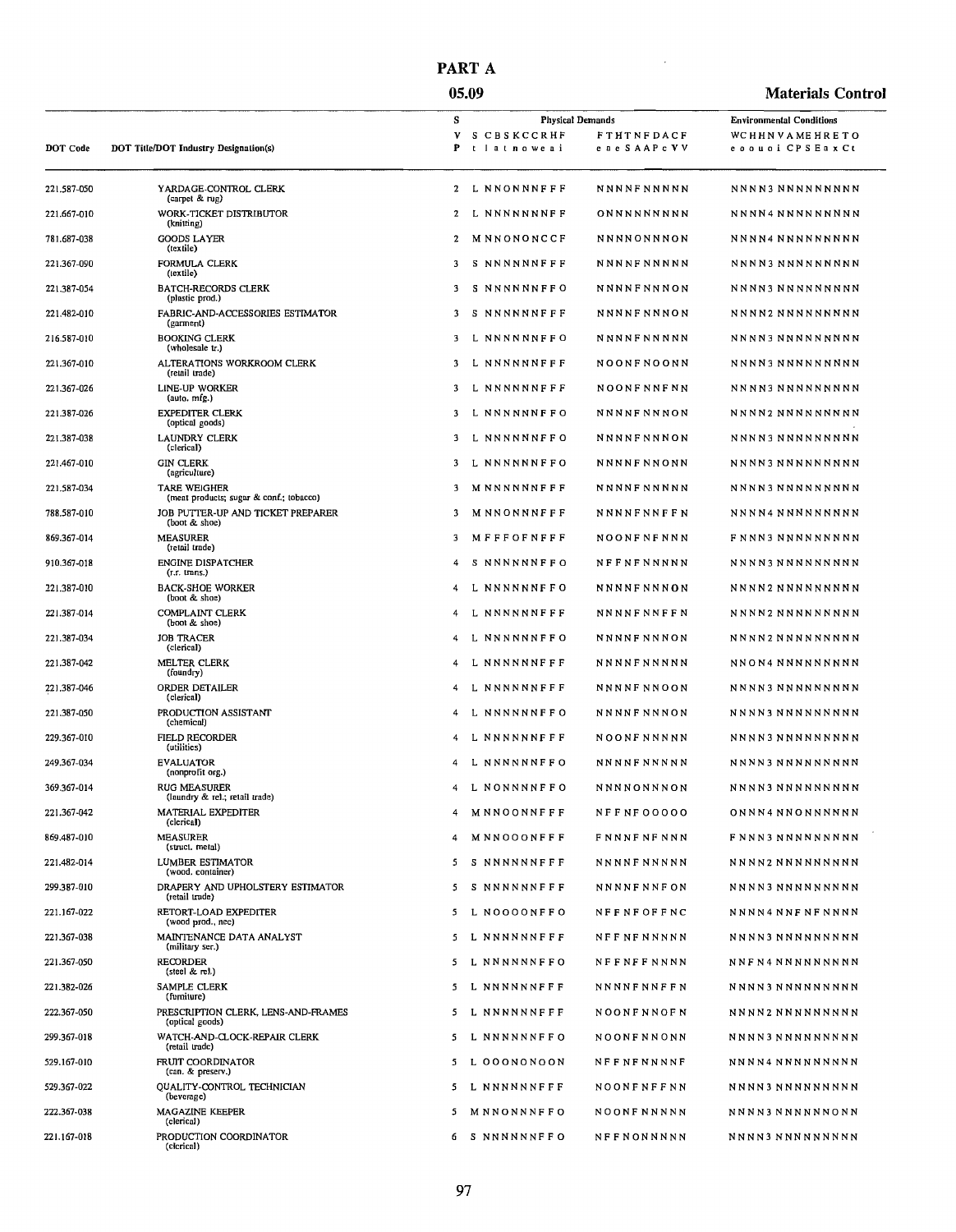# PART A

## 05.09 Materials Control

| DOT Code | DOT Title/DOT Industry Designation(s) | SVP | Physical Demands | | Environmental Conditions |
|---|---|---|---|---|---|
| | | | S C B S K C C R H F<br>t l a t n o w e a i | F T H T N F D A C F<br>e n e S A A P c V V | W C H H N V A M E H R E T O<br>e o o u o i C P S E n x C t |
| 221.587-050 | YARDAGE-CONTROL CLERK (carpet & rug) | 2 | L N N O N N N F F F | N N N N F N N N N N | N N N N 3 N N N N N N N N N |
| 221.667-010 | WORK-TICKET DISTRIBUTOR (knitting) | 2 | L N N N N N N N F F | O N N N N N N N N N | N N N N 4 N N N N N N N N N |
| 781.687-038 | GOODS LAYER (textile) | 2 | M N N O N O N C C F | N N N N O N N N O N | N N N N 4 N N N N N N N N N |
| 221.367-090 | FORMULA CLERK (textile) | 3 | S N N N N N N F F F | N N N N F N N N N N | N N N N 3 N N N N N N N N N |
| 221.387-054 | BATCH-RECORDS CLERK (plastic prod.) | 3 | S N N N N N N F F O | N N N N F N N N O N | N N N N 3 N N N N N N N N N |
| 221.482-010 | FABRIC-AND-ACCESSORIES ESTIMATOR (garment) | 3 | S N N N N N N F F F | N N N N F N N N O N | N N N N 2 N N N N N N N N N |
| 216.587-010 | BOOKING CLERK (wholesale tr.) | 3 | L N N N N N N F F O | N N N N F N N N N N | N N N N 3 N N N N N N N N N |
| 221.367-010 | ALTERATIONS WORKROOM CLERK (retail trade) | 3 | L N N N N N N F F F | N O O N F N O O N N | N N N N 3 N N N N N N N N N |
| 221.367-026 | LINE-UP WORKER (auto. mfg.) | 3 | L N N N N N N F F F | N O O N F N N F N N | N N N N 3 N N N N N N N N N |
| 221.387-026 | EXPEDITER CLERK (optical goods) | 3 | L N N N N N N F F O | N N N N F N N N O N | N N N N 2 N N N N N N N N N |
| 221.387-038 | LAUNDRY CLERK (clerical) | 3 | L N N N N N N F F O | N N N N F N N N O N | N N N N 3 N N N N N N N N N |
| 221.467-010 | GIN CLERK (agriculture) | 3 | L N N N N N N F F O | N N N N F N N O N N | N N N N 3 N N N N N N N N N |
| 221.587-034 | TARE WEIGHER (meat products; sugar & conf.; tobacco) | 3 | M N N N N N N F F F | N N N N F N N N N N | N N N N 3 N N N N N N N N N |
| 788.587-010 | JOB PUTTER-UP AND TICKET PREPARER (boot & shoe) | 3 | M N N O N N N F F F | N N N N F N N F F N | N N N N 4 N N N N N N N N N |
| 869.367-014 | MEASURER (retail trade) | 3 | M F F F O F N F F F | N O O N F N F N N N | F N N N 3 N N N N N N N N N |
| 910.367-018 | ENGINE DISPATCHER (r.r. trans.) | 4 | S N N N N N N F F O | N F F N F N N N N N | N N N N 3 N N N N N N N N N |
| 221.387-010 | BACK-SHOE WORKER (boot & shoe) | 4 | L N N N N N N F F O | N N N N F N N N O N | N N N N 2 N N N N N N N N N |
| 221.387-014 | COMPLAINT CLERK (boot & shoe) | 4 | L N N N N N N F F F | N N N N F N N F F N | N N N N 2 N N N N N N N N N |
| 221.387-034 | JOB TRACER (clerical) | 4 | L N N N N N N F F O | N N N N F N N N O N | N N N N 2 N N N N N N N N N |
| 221.387-042 | MELTER CLERK (foundry) | 4 | L N N N N N N F F F | N N N N F N N N N N | N N O N 4 N N N N N N N N N |
| 221.387-046 | ORDER DETAILER (clerical) | 4 | L N N N N N N F F F | N N N N F N N O O N | N N N N 3 N N N N N N N N N |
| 221.387-050 | PRODUCTION ASSISTANT (chemical) | 4 | L N N N N N N F F O | N N N N F N N N O N | N N N N 3 N N N N N N N N N |
| 229.367-010 | FIELD RECORDER (utilities) | 4 | L N N N N N N F F F | N O O N F N N N N N | N N N N 3 N N N N N N N N N |
| 249.367-034 | EVALUATOR (nonprofit org.) | 4 | L N N N N N N F F O | N N N N F N N N N N | N N N N 3 N N N N N N N N N |
| 369.367-014 | RUG MEASURER (laundry & rel.; retail trade) | 4 | L N O N N N N F F O | N N N N O N N N O N | N N N N 3 N N N N N N N N N |
| 221.367-042 | MATERIAL EXPEDITER (clerical) | 4 | M N N O O N N F F F | N F F N F O O O O O | O N N N 4 N N O N N N N N N |
| 869.487-010 | MEASURER (struct. metal) | 4 | M N N O O O N F F F | F N N N F N F N N N | F N N N 3 N N N N N N N N N |
| 221.482-014 | LUMBER ESTIMATOR (wood. container) | 5 | S N N N N N N F F F | N N N N F N N N N N | N N N N 2 N N N N N N N N N |
| 299.387-010 | DRAPERY AND UPHOLSTERY ESTIMATOR (retail trade) | 5 | S N N N N N N F F F | N N N N F N N F O N | N N N N 3 N N N N N N N N N |
| 221.167-022 | RETORT-LOAD EXPEDITER (wood prod., nec) | 5 | L N O O O O N F F O | N F F N F O F F N C | N N N N 4 N N F N F N N N N |
| 221.367-038 | MAINTENANCE DATA ANALYST (military ser.) | 5 | L N N N N N N F F F | N F F N F N N N N N | N N N N 3 N N N N N N N N N |
| 221.367-050 | RECORDER (steel & rel.) | 5 | L N N N N N N F F O | N F F N F F N N N N | N N F N 4 N N N N N N N N N |
| 221.382-026 | SAMPLE CLERK (furniture) | 5 | L N N N N N N F F F | N N N N F N N F F N | N N N N 3 N N N N N N N N N |
| 222.367-050 | PRESCRIPTION CLERK, LENS-AND-FRAMES (optical goods) | 5 | L N N N N N N F F F | N O O N F N N O F N | N N N N 2 N N N N N N N N N |
| 299.367-018 | WATCH-AND-CLOCK-REPAIR CLERK (retail trade) | 5 | L N N N N N N F F O | N O O N F N N O N N | N N N N 3 N N N N N N N N N |
| 529.167-010 | FRUIT COORDINATOR (can. & preserv.) | 5 | L O O O N O N O O N | N F F N F N N N N F | N N N N 4 N N N N N N N N N |
| 529.367-022 | QUALITY-CONTROL TECHNICIAN (beverage) | 5 | L N N N N N N F F F | N O O N F N F F N N | N N N N 3 N N N N N N N N N |
| 222.367-038 | MAGAZINE KEEPER (clerical) | 5 | M N N O N N N F F O | N O O N F N N N N N | N N N N 3 N N N N N N N O N N |
| 221.167-018 | PRODUCTION COORDINATOR (clerical) | 6 | S N N N N N N F F O | N F F N O N N N N N | N N N N 3 N N N N N N N N N |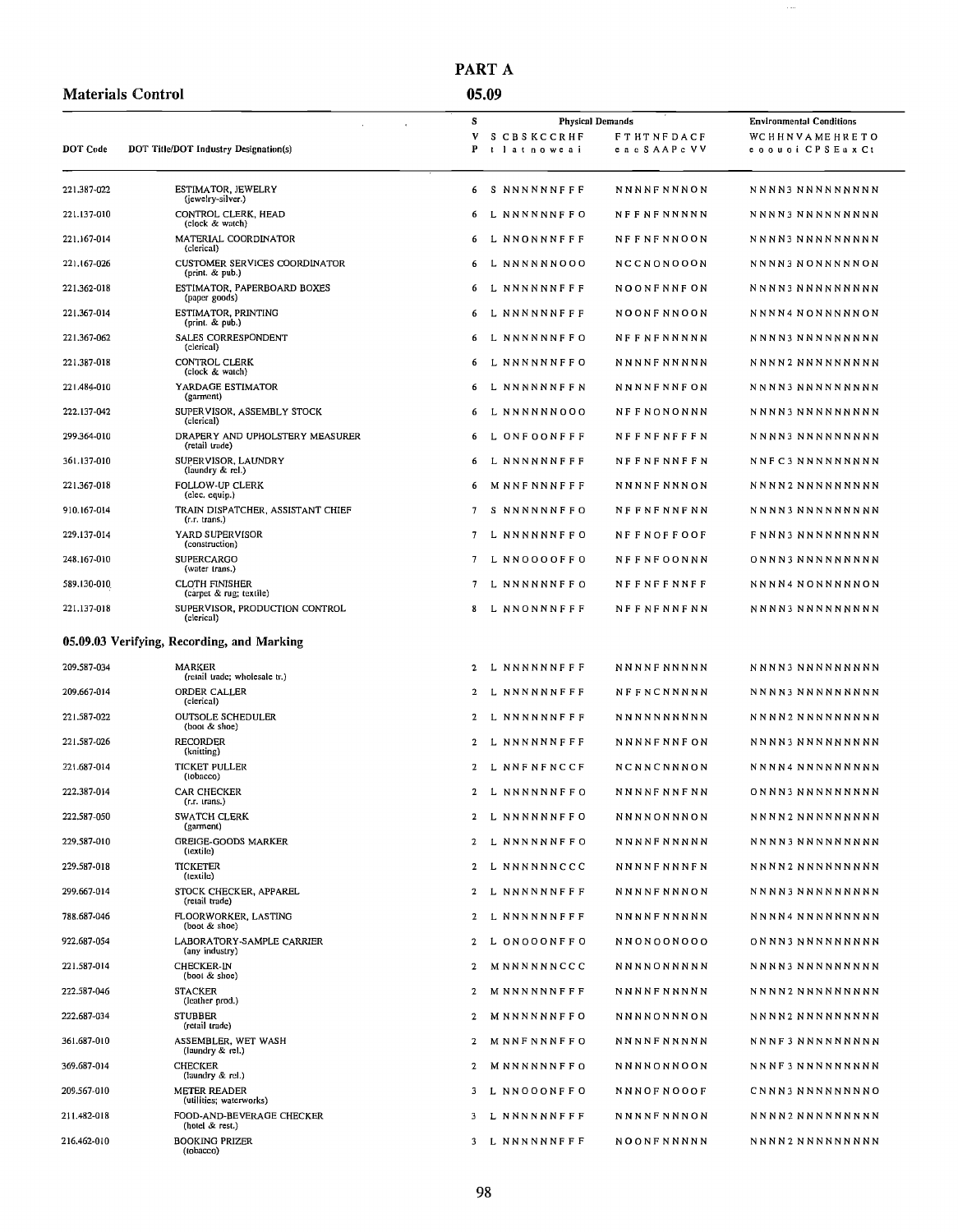# PART A

## Materials Control

## 05.09

| DOT Code | DOT Title/DOT Industry Designation(s) | SVP | Physical Demands: S t | C l | B a | S t | K n | C o | C w | R e | H a | F i | Physical Demands: F e | T a | H e | T S | N A | F A | D P | A c | C V | F V | Environmental Conditions: W e | C o | H o | H u | N o | V i | A C | M P | E S | H E | R a | E x | T O C t |
|---|---|---|---|---|---|---|---|---|---|---|---|---|---|---|---|---|---|---|---|---|---|---|---|---|---|---|---|---|---|---|---|---|---|---|---|
| 221.387-022 | ESTIMATOR, JEWELRY (jewelry-silver.) | 6 | S | N | N | N | N | N | N | F | F | F | N | N | N | N | F | N | N | N | O | N | N | N | N | N | 3 | N | N | N | N | N | N | N | N |
| 221.137-010 | CONTROL CLERK, HEAD (clock & watch) | 6 | L | N | N | N | N | N | N | F | F | O | N | F | F | N | F | N | N | N | N | N | N | N | N | N | 3 | N | N | N | N | N | N | N | N |
| 221.167-014 | MATERIAL COORDINATOR (clerical) | 6 | L | N | N | O | N | N | N | F | F | F | N | F | F | N | F | N | N | O | O | N | N | N | N | N | 3 | N | N | N | N | N | N | N | N |
| 221.167-026 | CUSTOMER SERVICES COORDINATOR (print. & pub.) | 6 | L | N | N | N | N | N | N | O | O | O | N | C | C | N | O | N | O | O | O | N | N | N | N | N | 3 | N | O | N | N | N | N | N | O | N |
| 221.362-018 | ESTIMATOR, PAPERBOARD BOXES (paper goods) | 6 | L | N | N | N | N | N | N | F | F | F | N | O | O | N | F | N | N | F | O | N | N | N | N | N | 3 | N | N | N | N | N | N | N | N |
| 221.367-014 | ESTIMATOR, PRINTING (print. & pub.) | 6 | L | N | N | N | N | N | N | F | F | F | N | O | O | N | F | N | N | O | O | N | N | N | N | N | 4 | N | O | N | N | N | N | N | O | N |
| 221.367-062 | SALES CORRESPONDENT (clerical) | 6 | L | N | N | N | N | N | N | F | F | O | N | F | F | N | F | N | N | N | N | N | N | N | N | N | 3 | N | N | N | N | N | N | N | N |
| 221.387-018 | CONTROL CLERK (clock & watch) | 6 | L | N | N | N | N | N | N | F | F | O | N | N | N | N | F | N | N | N | N | N | N | N | N | N | 2 | N | N | N | N | N | N | N | N |
| 221.484-010 | YARDAGE ESTIMATOR (garment) | 6 | L | N | N | N | N | N | N | F | F | N | N | N | N | N | F | N | N | F | O | N | N | N | N | N | 3 | N | N | N | N | N | N | N | N |
| 222.137-042 | SUPERVISOR, ASSEMBLY STOCK (clerical) | 6 | L | N | N | N | N | N | N | O | O | O | N | F | F | N | O | N | O | N | N | N | N | N | N | N | 3 | N | N | N | N | N | N | N | N |
| 299.364-010 | DRAPERY AND UPHOLSTERY MEASURER (retail trade) | 6 | L | O | N | F | O | O | N | F | F | F | N | F | F | N | F | N | F | F | F | N | N | N | N | N | 3 | N | N | N | N | N | N | N | N |
| 361.137-010 | SUPERVISOR, LAUNDRY (laundry & rel.) | 6 | L | N | N | N | N | N | N | F | F | F | N | F | F | N | F | N | N | F | F | N | N | N | F | C | 3 | N | N | N | N | N | N | N | N |
| 221.367-018 | FOLLOW-UP CLERK (elec. equip.) | 6 | M | N | N | F | N | N | N | F | F | F | N | N | N | N | F | N | N | N | O | N | N | N | N | N | 2 | N | N | N | N | N | N | N | N |
| 910.167-014 | TRAIN DISPATCHER, ASSISTANT CHIEF (r.r. trans.) | 7 | S | N | N | N | N | N | N | F | F | O | N | F | F | N | F | N | N | F | N | N | N | N | N | N | 3 | N | N | N | N | N | N | N | N |
| 229.137-014 | YARD SUPERVISOR (construction) | 7 | L | N | N | N | N | N | N | F | F | O | N | F | F | N | O | F | F | O | O | F | F | N | N | N | 3 | N | N | N | N | N | N | N | N |
| 248.167-010 | SUPERCARGO (water trans.) | 7 | L | N | N | O | O | O | O | F | F | O | N | F | F | N | F | O | O | N | N | N | O | N | N | N | 3 | N | N | N | N | N | N | N | N |
| 589.130-010 | CLOTH FINISHER (carpet & rug; textile) | 7 | L | N | N | N | N | N | N | F | F | O | N | F | F | N | F | F | N | N | F | F | N | N | N | N | 4 | N | O | N | N | N | N | N | O | N |
| 221.137-018 | SUPERVISOR, PRODUCTION CONTROL (clerical) | 8 | L | N | N | O | N | N | N | F | F | F | N | F | F | N | F | N | N | F | N | N | N | N | N | N | 3 | N | N | N | N | N | N | N | N |

### 05.09.03 Verifying, Recording, and Marking

| DOT Code | DOT Title/DOT Industry Designation(s) | SVP | Physical Demands: S t | C l | B a | S t | K n | C o | C w | R e | H a | F i | Physical Demands: F e | T a | H e | T S | N A | F A | D P | A c | C V | F V | Environmental Conditions: W e | C o | H o | H u | N o | V i | A C | M P | E S | H E | R a | E x | T O C t |
|---|---|---|---|---|---|---|---|---|---|---|---|---|---|---|---|---|---|---|---|---|---|---|---|---|---|---|---|---|---|---|---|---|---|---|---|
| 209.587-034 | MARKER (retail trade; wholesale tr.) | 2 | L | N | N | N | N | N | N | F | F | F | N | N | N | N | F | N | N | N | N | N | N | N | N | N | 3 | N | N | N | N | N | N | N | N |
| 209.667-014 | ORDER CALLER (clerical) | 2 | L | N | N | N | N | N | N | F | F | F | N | F | F | N | C | N | N | N | N | N | N | N | N | N | 3 | N | N | N | N | N | N | N | N |
| 221.587-022 | OUTSOLE SCHEDULER (boot & shoe) | 2 | L | N | N | N | N | N | N | F | F | F | N | N | N | N | N | N | N | N | N | N | N | N | N | N | 2 | N | N | N | N | N | N | N | N |
| 221.587-026 | RECORDER (knitting) | 2 | L | N | N | N | N | N | N | F | F | F | N | N | N | N | F | N | N | F | O | N | N | N | N | N | 3 | N | N | N | N | N | N | N | N |
| 221.687-014 | TICKET PULLER (tobacco) | 2 | L | N | N | F | N | F | N | C | C | F | N | C | N | N | C | N | N | N | O | N | N | N | N | N | 4 | N | N | N | N | N | N | N | N |
| 222.387-014 | CAR CHECKER (r.r. trans.) | 2 | L | N | N | N | N | N | N | F | F | O | N | N | N | N | F | N | N | F | N | N | O | N | N | N | 3 | N | N | N | N | N | N | N | N |
| 222.587-050 | SWATCH CLERK (garment) | 2 | L | N | N | N | N | N | N | F | F | O | N | N | N | N | O | N | N | N | O | N | N | N | N | N | 2 | N | N | N | N | N | N | N | N |
| 229.587-010 | GREIGE-GOODS MARKER (textile) | 2 | L | N | N | N | N | N | N | F | F | O | N | N | N | N | F | N | N | N | N | N | N | N | N | N | 3 | N | N | N | N | N | N | N | N |
| 229.587-018 | TICKETER (textile) | 2 | L | N | N | N | N | N | N | C | C | C | N | N | N | N | F | N | N | N | F | N | N | N | N | N | 2 | N | N | N | N | N | N | N | N |
| 299.667-014 | STOCK CHECKER, APPAREL (retail trade) | 2 | L | N | N | N | N | N | N | F | F | F | N | N | N | N | F | N | N | N | O | N | N | N | N | N | 3 | N | N | N | N | N | N | N | N |
| 788.687-046 | FLOORWORKER, LASTING (boot & shoe) | 2 | L | N | N | N | N | N | N | F | F | F | N | N | N | N | F | N | N | N | N | N | N | N | N | N | 4 | N | N | N | N | N | N | N | N |
| 922.687-054 | LABORATORY-SAMPLE CARRIER (any industry) | 2 | L | O | N | O | O | O | N | F | F | O | N | N | O | N | O | O | N | O | O | O | O | N | N | N | 3 | N | N | N | N | N | N | N | N |
| 221.587-014 | CHECKER-IN (boot & shoe) | 2 | M | N | N | N | N | N | N | C | C | C | N | N | N | N | O | N | N | N | N | N | N | N | N | N | 3 | N | N | N | N | N | N | N | N |
| 222.587-046 | STACKER (leather prod.) | 2 | M | N | N | N | N | N | N | F | F | F | N | N | N | N | F | N | N | N | N | N | N | N | N | N | 2 | N | N | N | N | N | N | N | N |
| 222.687-034 | STUBBER (retail trade) | 2 | M | N | N | N | N | N | N | F | F | O | N | N | N | N | O | N | N | N | O | N | N | N | N | N | 2 | N | N | N | N | N | N | N | N |
| 361.687-010 | ASSEMBLER, WET WASH (laundry & rel.) | 2 | M | N | N | F | N | N | N | F | F | O | N | N | N | N | F | N | N | N | N | N | N | N | N | F | 3 | N | N | N | N | N | N | N | N |
| 369.687-014 | CHECKER (laundry & rel.) | 2 | M | N | N | N | N | N | N | F | F | O | N | N | N | N | O | N | N | O | O | N | N | N | N | F | 3 | N | N | N | N | N | N | N | N |
| 209.567-010 | METER READER (utilities; waterworks) | 3 | L | N | N | O | O | O | N | F | F | O | N | N | N | O | F | N | O | O | O | F | C | N | N | N | 3 | N | N | N | N | N | N | N | O |
| 211.482-018 | FOOD-AND-BEVERAGE CHECKER (hotel & rest.) | 3 | L | N | N | N | N | N | N | F | F | F | N | N | N | N | F | N | N | N | O | N | N | N | N | N | 2 | N | N | N | N | N | N | N | N |
| 216.462-010 | BOOKING PRIZER (tobacco) | 3 | L | N | N | N | N | N | N | F | F | F | N | O | O | N | F | N | N | N | N | N | N | N | N | N | 2 | N | N | N | N | N | N | N | N |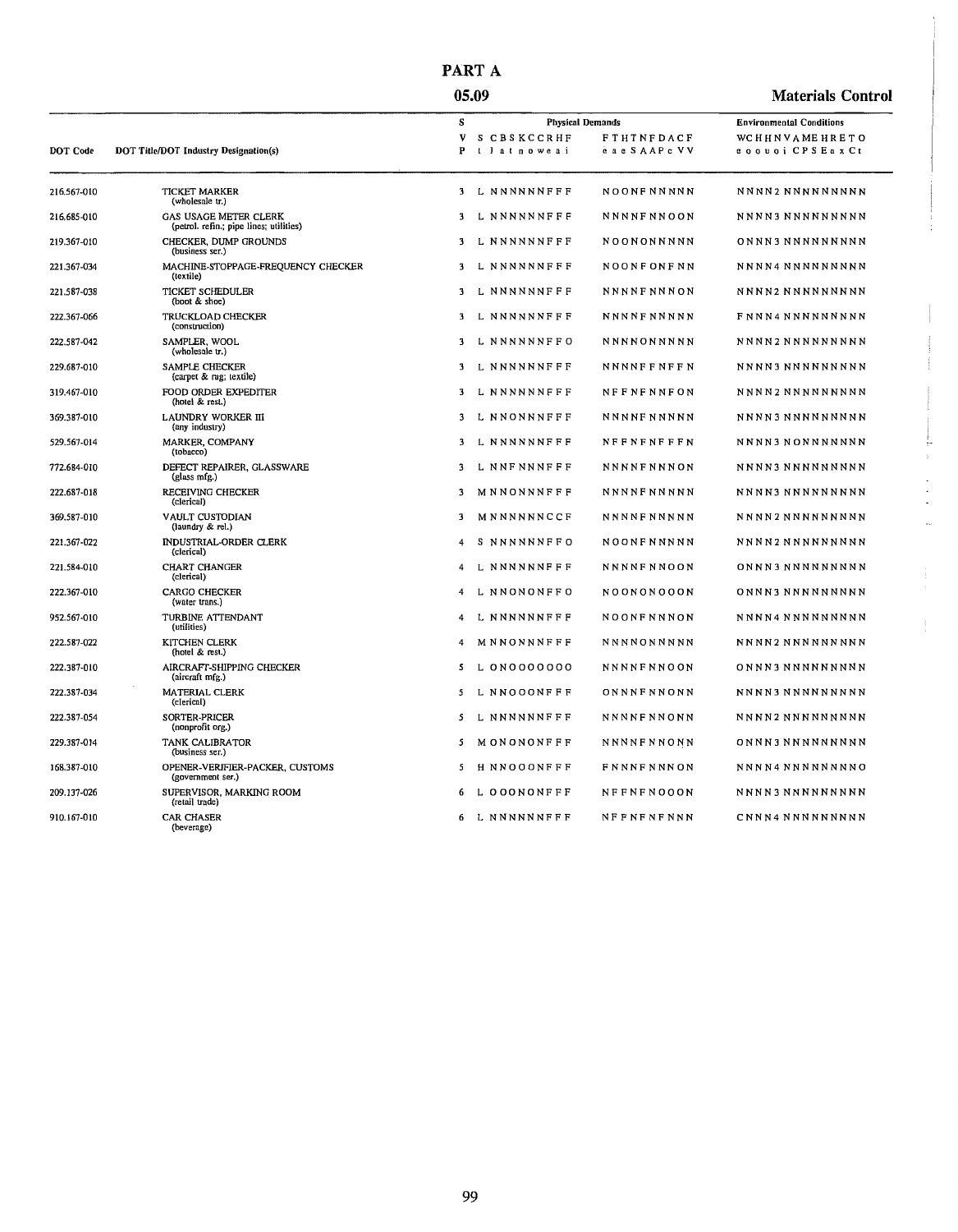# PART A

## 05.09 Materials Control

| DOT Code | DOT Title/DOT Industry Designation(s) | SVP | Physical Demands | | Environmental Conditions |
|---|---|---|---|---|---|
| | | | S C B S K C C R H F / St Ja t n o w e a i | F T H T N F D A C F / e a e S A A P c V V | W C H H N V A M E H R E T O / e o o u o i C P S E a x C t |
| 216.567-010 | TICKET MARKER (wholesale tr.) | 3 | L N N N N N N F F F | N O O N F N N N N N | N N N N 2 N N N N N N N N N |
| 216.685-010 | GAS USAGE METER CLERK (petrol. refin.; pipe lines; utilities) | 3 | L N N N N N N F F F | N N N N F N N O O N | N N N N 3 N N N N N N N N N |
| 219.367-010 | CHECKER, DUMP GROUNDS (business ser.) | 3 | L N N N N N N F F F | N O O N O N N N N N | O N N N 3 N N N N N N N N N |
| 221.367-034 | MACHINE-STOPPAGE-FREQUENCY CHECKER (textile) | 3 | L N N N N N N F F F | N O O N F O N F N N | N N N N 4 N N N N N N N N N |
| 221.587-038 | TICKET SCHEDULER (boot & shoe) | 3 | L N N N N N N F F F | N N N N F N N N O N | N N N N 2 N N N N N N N N N |
| 222.367-066 | TRUCKLOAD CHECKER (construction) | 3 | L N N N N N N F F F | N N N N F N N N N N | F N N N 4 N N N N N N N N N |
| 222.587-042 | SAMPLER, WOOL (wholesale tr.) | 3 | L N N N N N N F F O | N N N N O N N N N N | N N N N 2 N N N N N N N N N |
| 229.687-010 | SAMPLE CHECKER (carpet & rug; textile) | 3 | L N N N N N N F F F | N N N N F F N F F N | N N N N 3 N N N N N N N N N |
| 319.467-010 | FOOD ORDER EXPEDITER (hotel & rest.) | 3 | L N N N N N N F F F | N F F N F N N F O N | N N N N 2 N N N N N N N N N |
| 369.387-010 | LAUNDRY WORKER III (any industry) | 3 | L N N O N N N F F F | N N N N F N N N N N | N N N N 3 N N N N N N N N N |
| 529.567-014 | MARKER, COMPANY (tobacco) | 3 | L N N N N N N F F F | N F F N F N F F F N | N N N N 3 N O N N N N N N N |
| 772.684-010 | DEFECT REPAIRER, GLASSWARE (glass mfg.) | 3 | L N N F N N N F F F | N N N N F N N N O N | N N N N 3 N N N N N N N N N |
| 222.687-018 | RECEIVING CHECKER (clerical) | 3 | M N N O N N N F F F | N N N N F N N N N N | N N N N 3 N N N N N N N N N |
| 369.587-010 | VAULT CUSTODIAN (laundry & rel.) | 3 | M N N N N N N C C F | N N N N F N N N N N | N N N N 2 N N N N N N N N N |
| 221.367-022 | INDUSTRIAL-ORDER CLERK (clerical) | 4 | S N N N N N N F F O | N O O N F N N N N N | N N N N 2 N N N N N N N N N |
| 221.584-010 | CHART CHANGER (clerical) | 4 | L N N N N N N F F F | N N N N F N N O O N | O N N N 3 N N N N N N N N N |
| 222.367-010 | CARGO CHECKER (water trans.) | 4 | L N N O N O N F F O | N O O N O N O O O N | O N N N 3 N N N N N N N N N |
| 952.567-010 | TURBINE ATTENDANT (utilities) | 4 | L N N N N N N F F F | N O O N F N N N O N | N N N N 4 N N N N N N N N N |
| 222.587-022 | KITCHEN CLERK (hotel & rest.) | 4 | M N N O N N N F F F | N N N N O N N N N N | N N N N 2 N N N N N N N N N |
| 222.387-010 | AIRCRAFT-SHIPPING CHECKER (aircraft mfg.) | 5 | L O N O O O O O O O | N N N N F N N O O N | O N N N 3 N N N N N N N N N |
| 222.387-034 | MATERIAL CLERK (clerical) | 5 | L N N O O O N F F F | O N N N F N N O N N | N N N N 3 N N N N N N N N N |
| 222.387-054 | SORTER-PRICER (nonprofit org.) | 5 | L N N N N N N F F F | N N N N F N N O N N | N N N N 2 N N N N N N N N N |
| 229.387-014 | TANK CALIBRATOR (business ser.) | 5 | M O N O N O N F F F | N N N N F N N O N N | O N N N 3 N N N N N N N N N |
| 168.387-010 | OPENER-VERIFIER-PACKER, CUSTOMS (government ser.) | 5 | H N N O O O N F F F | F N N N F N N N O N | N N N N 4 N N N N N N N N O |
| 209.137-026 | SUPERVISOR, MARKING ROOM (retail trade) | 6 | L O O O N O N F F F | N F F N F N O O O N | N N N N 3 N N N N N N N N N |
| 910.167-010 | CAR CHASER (beverage) | 6 | L N N N N N N F F F | N F F N F N F N N N | C N N N 4 N N N N N N N N N |